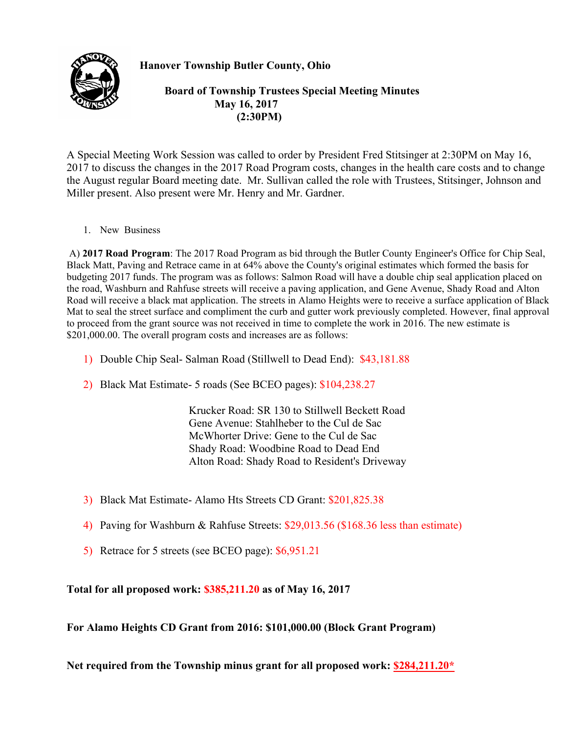**Hanover Township Butler County, Ohio**

**Board of Township Trustees Special Meeting Minutes**
**May 16, 2017**
**(2:30PM)**

A Special Meeting Work Session was called to order by President Fred Stitsinger at 2:30PM on May 16, 2017 to discuss the changes in the 2017 Road Program costs, changes in the health care costs and to change the August regular Board meeting date. Mr. Sullivan called the role with Trustees, Stitsinger, Johnson and Miller present. Also present were Mr. Henry and Mr. Gardner.

1. New Business

A) **2017 Road Program**: The 2017 Road Program as bid through the Butler County Engineer's Office for Chip Seal, Black Matt, Paving and Retrace came in at 64% above the County's original estimates which formed the basis for budgeting 2017 funds. The program was as follows: Salmon Road will have a double chip seal application placed on the road, Washburn and Rahfuse streets will receive a paving application, and Gene Avenue, Shady Road and Alton Road will receive a black mat application. The streets in Alamo Heights were to receive a surface application of Black Mat to seal the street surface and compliment the curb and gutter work previously completed. However, final approval to proceed from the grant source was not received in time to complete the work in 2016. The new estimate is $201,000.00. The overall program costs and increases are as follows:

1) Double Chip Seal- Salman Road (Stillwell to Dead End): $43,181.88

2) Black Mat Estimate- 5 roads (See BCEO pages): $104,238.27

   Krucker Road: SR 130 to Stillwell Beckett Road
   Gene Avenue: Stahlheber to the Cul de Sac
   McWhorter Drive: Gene to the Cul de Sac
   Shady Road: Woodbine Road to Dead End
   Alton Road: Shady Road to Resident's Driveway

3) Black Mat Estimate- Alamo Hts Streets CD Grant: $201,825.38

4) Paving for Washburn & Rahfuse Streets: $29,013.56 ($168.36 less than estimate)

5) Retrace for 5 streets (see BCEO page): $6,951.21

**Total for all proposed work: $385,211.20 as of May 16, 2017**

**For Alamo Heights CD Grant from 2016: $101,000.00 (Block Grant Program)**

**Net required from the Township minus grant for all proposed work: $284,211.20***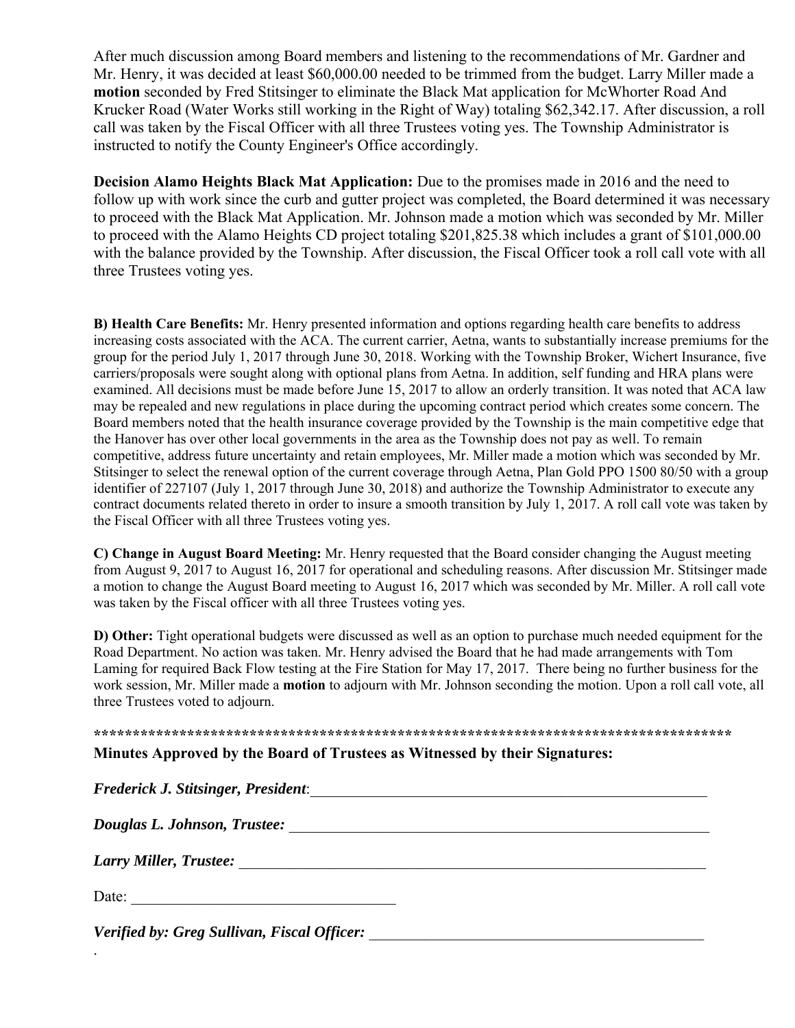After much discussion among Board members and listening to the recommendations of Mr. Gardner and Mr. Henry, it was decided at least $60,000.00 needed to be trimmed from the budget. Larry Miller made a **motion** seconded by Fred Stitsinger to eliminate the Black Mat application for McWhorter Road And Krucker Road (Water Works still working in the Right of Way) totaling $62,342.17. After discussion, a roll call was taken by the Fiscal Officer with all three Trustees voting yes. The Township Administrator is instructed to notify the County Engineer's Office accordingly.

**Decision Alamo Heights Black Mat Application:** Due to the promises made in 2016 and the need to follow up with work since the curb and gutter project was completed, the Board determined it was necessary to proceed with the Black Mat Application. Mr. Johnson made a motion which was seconded by Mr. Miller to proceed with the Alamo Heights CD project totaling $201,825.38 which includes a grant of $101,000.00 with the balance provided by the Township. After discussion, the Fiscal Officer took a roll call vote with all three Trustees voting yes.

**B) Health Care Benefits:** Mr. Henry presented information and options regarding health care benefits to address increasing costs associated with the ACA. The current carrier, Aetna, wants to substantially increase premiums for the group for the period July 1, 2017 through June 30, 2018. Working with the Township Broker, Wichert Insurance, five carriers/proposals were sought along with optional plans from Aetna. In addition, self funding and HRA plans were examined. All decisions must be made before June 15, 2017 to allow an orderly transition. It was noted that ACA law may be repealed and new regulations in place during the upcoming contract period which creates some concern. The Board members noted that the health insurance coverage provided by the Township is the main competitive edge that the Hanover has over other local governments in the area as the Township does not pay as well. To remain competitive, address future uncertainty and retain employees, Mr. Miller made a motion which was seconded by Mr. Stitsinger to select the renewal option of the current coverage through Aetna, Plan Gold PPO 1500 80/50 with a group identifier of 227107 (July 1, 2017 through June 30, 2018) and authorize the Township Administrator to execute any contract documents related thereto in order to insure a smooth transition by July 1, 2017. A roll call vote was taken by the Fiscal Officer with all three Trustees voting yes.

**C) Change in August Board Meeting:** Mr. Henry requested that the Board consider changing the August meeting from August 9, 2017 to August 16, 2017 for operational and scheduling reasons. After discussion Mr. Stitsinger made a motion to change the August Board meeting to August 16, 2017 which was seconded by Mr. Miller. A roll call vote was taken by the Fiscal officer with all three Trustees voting yes.

**D) Other:** Tight operational budgets were discussed as well as an option to purchase much needed equipment for the Road Department. No action was taken. Mr. Henry advised the Board that he had made arrangements with Tom Laming for required Back Flow testing at the Fire Station for May 17, 2017. There being no further business for the work session, Mr. Miller made a **motion** to adjourn with Mr. Johnson seconding the motion. Upon a roll call vote, all three Trustees voted to adjourn.

**************************************************************************************

**Minutes Approved by the Board of Trustees as Witnessed by their Signatures:**

***Frederick J. Stitsinger, President***:\_\_\_\_\_\_\_\_\_\_\_\_\_\_\_\_\_\_\_\_\_\_\_\_\_\_\_\_\_\_\_\_\_\_\_\_\_\_\_\_\_\_\_\_\_\_\_\_\_\_\_\_

***Douglas L. Johnson, Trustee:*** \_\_\_\_\_\_\_\_\_\_\_\_\_\_\_\_\_\_\_\_\_\_\_\_\_\_\_\_\_\_\_\_\_\_\_\_\_\_\_\_\_\_\_\_\_\_\_\_\_\_\_\_\_\_

***Larry Miller, Trustee:*** \_\_\_\_\_\_\_\_\_\_\_\_\_\_\_\_\_\_\_\_\_\_\_\_\_\_\_\_\_\_\_\_\_\_\_\_\_\_\_\_\_\_\_\_\_\_\_\_\_\_\_\_\_\_\_\_\_\_\_\_

Date: \_\_\_\_\_\_\_\_\_\_\_\_\_\_\_\_\_\_\_\_\_\_\_\_\_\_\_\_\_\_\_\_\_\_

***Verified by: Greg Sullivan, Fiscal Officer:*** \_\_\_\_\_\_\_\_\_\_\_\_\_\_\_\_\_\_\_\_\_\_\_\_\_\_\_\_\_\_\_\_\_\_\_\_\_\_\_\_\_\_\_\_

.